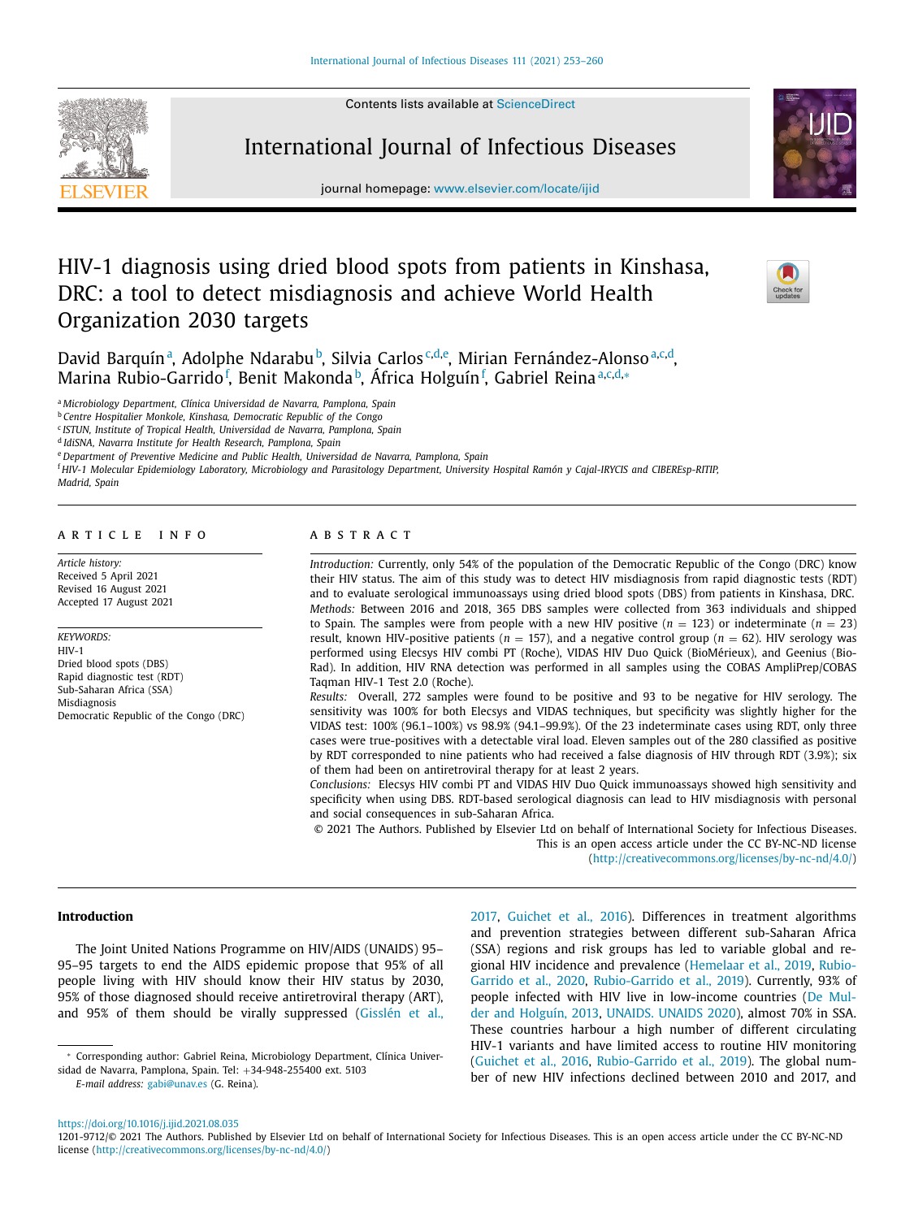# HIV-1 diagnosis using dried blood spots from patients in Kinshasa, DRC: a tool to detect misdiagnosis and achieve World Health Organization 2030 targets

David Barquín[a], Adolphe Ndarabu[b], Silvia Carlos[c,d,e], Mirian Fernández-Alonso[a,c,d], Marina Rubio-Garrido[f], Benit Makonda[b], África Holguín[f], Gabriel Reina[a,c,d,*]

[a] Microbiology Department, Clínica Universidad de Navarra, Pamplona, Spain
[b] Centre Hospitalier Monkole, Kinshasa, Democratic Republic of the Congo
[c] ISTUN, Institute of Tropical Health, Universidad de Navarra, Pamplona, Spain
[d] IdiSNA, Navarra Institute for Health Research, Pamplona, Spain
[e] Department of Preventive Medicine and Public Health, Universidad de Navarra, Pamplona, Spain
[f] HIV-1 Molecular Epidemiology Laboratory, Microbiology and Parasitology Department, University Hospital Ramón y Cajal-IRYCIS and CIBEREsp-RITIP, Madrid, Spain

## ARTICLE INFO

*Article history:*
Received 5 April 2021
Revised 16 August 2021
Accepted 17 August 2021

*KEYWORDS:*
HIV-1
Dried blood spots (DBS)
Rapid diagnostic test (RDT)
Sub-Saharan Africa (SSA)
Misdiagnosis
Democratic Republic of the Congo (DRC)

## ABSTRACT

*Introduction:* Currently, only 54% of the population of the Democratic Republic of the Congo (DRC) know their HIV status. The aim of this study was to detect HIV misdiagnosis from rapid diagnostic tests (RDT) and to evaluate serological immunoassays using dried blood spots (DBS) from patients in Kinshasa, DRC.

*Methods:* Between 2016 and 2018, 365 DBS samples were collected from 363 individuals and shipped to Spain. The samples were from people with a new HIV positive ($n = 123$) or indeterminate ($n = 23$) result, known HIV-positive patients ($n = 157$), and a negative control group ($n = 62$). HIV serology was performed using Elecsys HIV combi PT (Roche), VIDAS HIV Duo Quick (BioMérieux), and Geenius (Bio-Rad). In addition, HIV RNA detection was performed in all samples using the COBAS AmpliPrep/COBAS Taqman HIV-1 Test 2.0 (Roche).

*Results:* Overall, 272 samples were found to be positive and 93 to be negative for HIV serology. The sensitivity was 100% for both Elecsys and VIDAS techniques, but specificity was slightly higher for the VIDAS test: 100% (96.1–100%) vs 98.9% (94.1–99.9%). Of the 23 indeterminate cases using RDT, only three cases were true-positives with a detectable viral load. Eleven samples out of the 280 classified as positive by RDT corresponded to nine patients who had received a false diagnosis of HIV through RDT (3.9%); six of them had been on antiretroviral therapy for at least 2 years.

*Conclusions:* Elecsys HIV combi PT and VIDAS HIV Duo Quick immunoassays showed high sensitivity and specificity when using DBS. RDT-based serological diagnosis can lead to HIV misdiagnosis with personal and social consequences in sub-Saharan Africa.

© 2021 The Authors. Published by Elsevier Ltd on behalf of International Society for Infectious Diseases. This is an open access article under the CC BY-NC-ND license (http://creativecommons.org/licenses/by-nc-nd/4.0/)

## Introduction

The Joint United Nations Programme on HIV/AIDS (UNAIDS) 95–95–95 targets to end the AIDS epidemic propose that 95% of all people living with HIV should know their HIV status by 2030, 95% of those diagnosed should receive antiretroviral therapy (ART), and 95% of them should be virally suppressed (Gisslén et al., 2017, Guichet et al., 2016). Differences in treatment algorithms and prevention strategies between different sub-Saharan Africa (SSA) regions and risk groups has led to variable global and regional HIV incidence and prevalence (Hemelaar et al., 2019, Rubio-Garrido et al., 2020, Rubio-Garrido et al., 2019). Currently, 93% of people infected with HIV live in low-income countries (De Mulder and Holguín, 2013, UNAIDS. UNAIDS 2020), almost 70% in SSA. These countries harbour a high number of different circulating HIV-1 variants and have limited access to routine HIV monitoring (Guichet et al., 2016, Rubio-Garrido et al., 2019). The global number of new HIV infections declined between 2010 and 2017, and

* Corresponding author: Gabriel Reina, Microbiology Department, Clínica Universidad de Navarra, Pamplona, Spain. Tel: +34-948-255400 ext. 5103
*E-mail address:* gabi@unav.es (G. Reina).

https://doi.org/10.1016/j.ijid.2021.08.035
1201-9712/© 2021 The Authors. Published by Elsevier Ltd on behalf of International Society for Infectious Diseases. This is an open access article under the CC BY-NC-ND license (http://creativecommons.org/licenses/by-nc-nd/4.0/)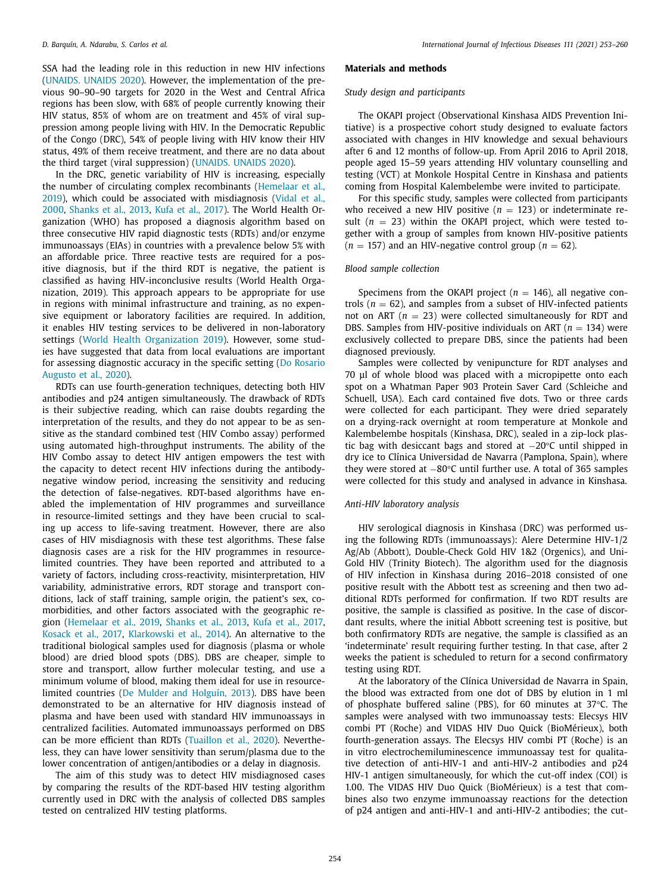SSA had the leading role in this reduction in new HIV infections (UNAIDS. UNAIDS 2020). However, the implementation of the previous 90–90–90 targets for 2020 in the West and Central Africa regions has been slow, with 68% of people currently knowing their HIV status, 85% of whom are on treatment and 45% of viral suppression among people living with HIV. In the Democratic Republic of the Congo (DRC), 54% of people living with HIV know their HIV status, 49% of them receive treatment, and there are no data about the third target (viral suppression) (UNAIDS. UNAIDS 2020).

In the DRC, genetic variability of HIV is increasing, especially the number of circulating complex recombinants (Hemelaar et al., 2019), which could be associated with misdiagnosis (Vidal et al., 2000, Shanks et al., 2013, Kufa et al., 2017). The World Health Organization (WHO) has proposed a diagnosis algorithm based on three consecutive HIV rapid diagnostic tests (RDTs) and/or enzyme immunoassays (EIAs) in countries with a prevalence below 5% with an affordable price. Three reactive tests are required for a positive diagnosis, but if the third RDT is negative, the patient is classified as having HIV-inconclusive results (World Health Organization, 2019). This approach appears to be appropriate for use in regions with minimal infrastructure and training, as no expensive equipment or laboratory facilities are required. In addition, it enables HIV testing services to be delivered in non-laboratory settings (World Health Organization 2019). However, some studies have suggested that data from local evaluations are important for assessing diagnostic accuracy in the specific setting (Do Rosario Augusto et al., 2020).

RDTs can use fourth-generation techniques, detecting both HIV antibodies and p24 antigen simultaneously. The drawback of RDTs is their subjective reading, which can raise doubts regarding the interpretation of the results, and they do not appear to be as sensitive as the standard combined test (HIV Combo assay) performed using automated high-throughput instruments. The ability of the HIV Combo assay to detect HIV antigen empowers the test with the capacity to detect recent HIV infections during the antibody-negative window period, increasing the sensitivity and reducing the detection of false-negatives. RDT-based algorithms have enabled the implementation of HIV programmes and surveillance in resource-limited settings and they have been crucial to scaling up access to life-saving treatment. However, there are also cases of HIV misdiagnosis with these test algorithms. These false diagnosis cases are a risk for the HIV programmes in resource-limited countries. They have been reported and attributed to a variety of factors, including cross-reactivity, misinterpretation, HIV variability, administrative errors, RDT storage and transport conditions, lack of staff training, sample origin, the patient's sex, comorbidities, and other factors associated with the geographic region (Hemelaar et al., 2019, Shanks et al., 2013, Kufa et al., 2017, Kosack et al., 2017, Klarkowski et al., 2014). An alternative to the traditional biological samples used for diagnosis (plasma or whole blood) are dried blood spots (DBS). DBS are cheaper, simple to store and transport, allow further molecular testing, and use a minimum volume of blood, making them ideal for use in resource-limited countries (De Mulder and Holguín, 2013). DBS have been demonstrated to be an alternative for HIV diagnosis instead of plasma and have been used with standard HIV immunoassays in centralized facilities. Automated immunoassays performed on DBS can be more efficient than RDTs (Tuaillon et al., 2020). Nevertheless, they can have lower sensitivity than serum/plasma due to the lower concentration of antigen/antibodies or a delay in diagnosis.

The aim of this study was to detect HIV misdiagnosed cases by comparing the results of the RDT-based HIV testing algorithm currently used in DRC with the analysis of collected DBS samples tested on centralized HIV testing platforms.

## Materials and methods

### *Study design and participants*

The OKAPI project (Observational Kinshasa AIDS Prevention Initiative) is a prospective cohort study designed to evaluate factors associated with changes in HIV knowledge and sexual behaviours after 6 and 12 months of follow-up. From April 2016 to April 2018, people aged 15–59 years attending HIV voluntary counselling and testing (VCT) at Monkole Hospital Centre in Kinshasa and patients coming from Hospital Kalembelembe were invited to participate.

For this specific study, samples were collected from participants who received a new HIV positive ($n = 123$) or indeterminate result ($n = 23$) within the OKAPI project, which were tested together with a group of samples from known HIV-positive patients ($n = 157$) and an HIV-negative control group ($n = 62$).

### *Blood sample collection*

Specimens from the OKAPI project ($n = 146$), all negative controls ($n = 62$), and samples from a subset of HIV-infected patients not on ART ($n = 23$) were collected simultaneously for RDT and DBS. Samples from HIV-positive individuals on ART ($n = 134$) were exclusively collected to prepare DBS, since the patients had been diagnosed previously.

Samples were collected by venipuncture for RDT analyses and 70 µl of whole blood was placed with a micropipette onto each spot on a Whatman Paper 903 Protein Saver Card (Schleiche and Schuell, USA). Each card contained five dots. Two or three cards were collected for each participant. They were dried separately on a drying-rack overnight at room temperature at Monkole and Kalembelembe hospitals (Kinshasa, DRC), sealed in a zip-lock plastic bag with desiccant bags and stored at −20°C until shipped in dry ice to Clínica Universidad de Navarra (Pamplona, Spain), where they were stored at −80°C until further use. A total of 365 samples were collected for this study and analysed in advance in Kinshasa.

### *Anti-HIV laboratory analysis*

HIV serological diagnosis in Kinshasa (DRC) was performed using the following RDTs (immunoassays): Alere Determine HIV-1/2 Ag/Ab (Abbott), Double-Check Gold HIV 1&2 (Orgenics), and Uni-Gold HIV (Trinity Biotech). The algorithm used for the diagnosis of HIV infection in Kinshasa during 2016–2018 consisted of one positive result with the Abbott test as screening and then two additional RDTs performed for confirmation. If two RDT results are positive, the sample is classified as positive. In the case of discordant results, where the initial Abbott screening test is positive, but both confirmatory RDTs are negative, the sample is classified as an 'indeterminate' result requiring further testing. In that case, after 2 weeks the patient is scheduled to return for a second confirmatory testing using RDT.

At the laboratory of the Clínica Universidad de Navarra in Spain, the blood was extracted from one dot of DBS by elution in 1 ml of phosphate buffered saline (PBS), for 60 minutes at 37°C. The samples were analysed with two immunoassay tests: Elecsys HIV combi PT (Roche) and VIDAS HIV Duo Quick (BioMérieux), both fourth-generation assays. The Elecsys HIV combi PT (Roche) is an in vitro electrochemiluminescence immunoassay test for qualitative detection of anti-HIV-1 and anti-HIV-2 antibodies and p24 HIV-1 antigen simultaneously, for which the cut-off index (COI) is 1.00. The VIDAS HIV Duo Quick (BioMérieux) is a test that combines also two enzyme immunoassay reactions for the detection of p24 antigen and anti-HIV-1 and anti-HIV-2 antibodies; the cut-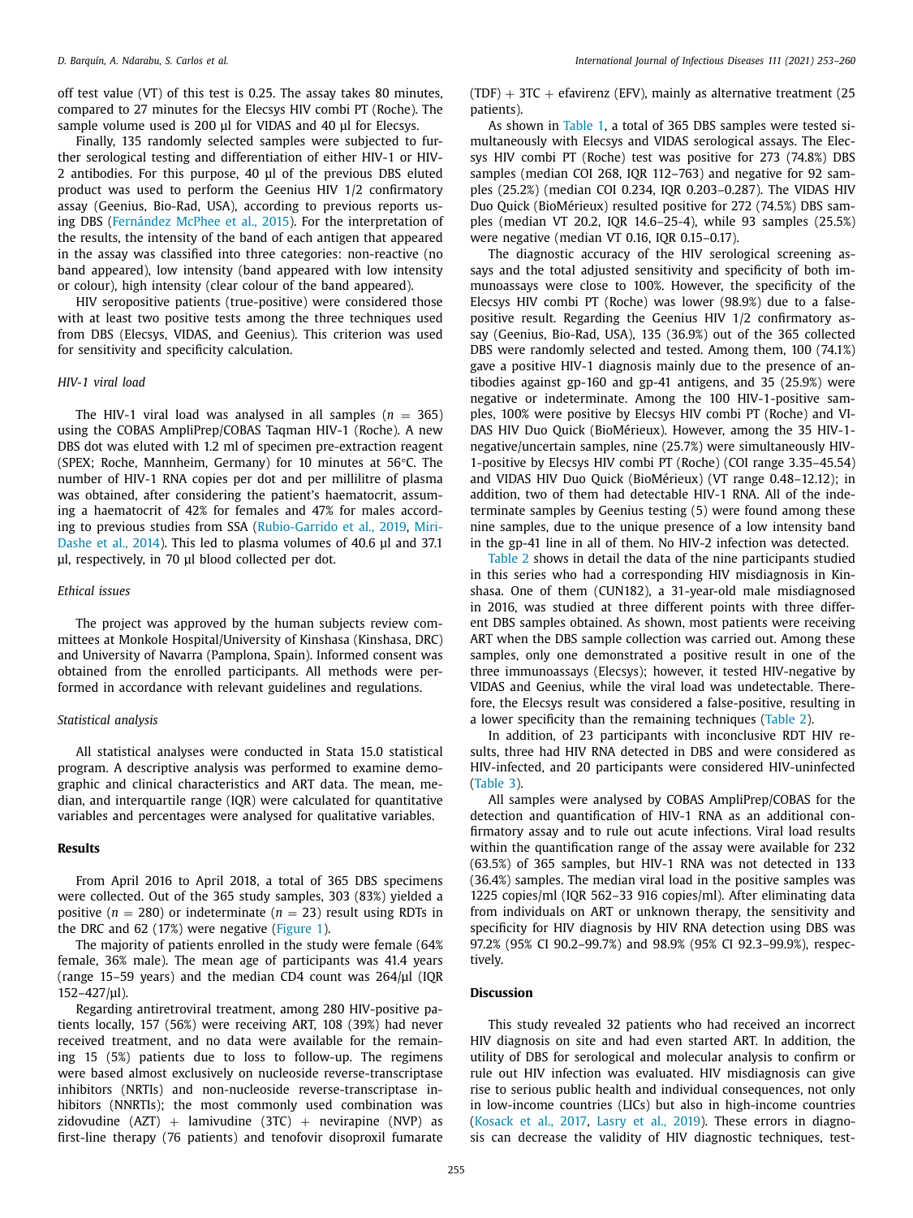off test value (VT) of this test is 0.25. The assay takes 80 minutes, compared to 27 minutes for the Elecsys HIV combi PT (Roche). The sample volume used is 200 µl for VIDAS and 40 µl for Elecsys.

Finally, 135 randomly selected samples were subjected to further serological testing and differentiation of either HIV-1 or HIV-2 antibodies. For this purpose, 40 µl of the previous DBS eluted product was used to perform the Geenius HIV 1/2 confirmatory assay (Geenius, Bio-Rad, USA), according to previous reports using DBS (Fernández McPhee et al., 2015). For the interpretation of the results, the intensity of the band of each antigen that appeared in the assay was classified into three categories: non-reactive (no band appeared), low intensity (band appeared with low intensity or colour), high intensity (clear colour of the band appeared).

HIV seropositive patients (true-positive) were considered those with at least two positive tests among the three techniques used from DBS (Elecsys, VIDAS, and Geenius). This criterion was used for sensitivity and specificity calculation.

*HIV-1 viral load*

The HIV-1 viral load was analysed in all samples ($n$ = 365) using the COBAS AmpliPrep/COBAS Taqman HIV-1 (Roche). A new DBS dot was eluted with 1.2 ml of specimen pre-extraction reagent (SPEX; Roche, Mannheim, Germany) for 10 minutes at 56°C. The number of HIV-1 RNA copies per dot and per millilitre of plasma was obtained, after considering the patient's haematocrit, assuming a haematocrit of 42% for females and 47% for males according to previous studies from SSA (Rubio-Garrido et al., 2019, Miri-Dashe et al., 2014). This led to plasma volumes of 40.6 µl and 37.1 µl, respectively, in 70 µl blood collected per dot.

*Ethical issues*

The project was approved by the human subjects review committees at Monkole Hospital/University of Kinshasa (Kinshasa, DRC) and University of Navarra (Pamplona, Spain). Informed consent was obtained from the enrolled participants. All methods were performed in accordance with relevant guidelines and regulations.

*Statistical analysis*

All statistical analyses were conducted in Stata 15.0 statistical program. A descriptive analysis was performed to examine demographic and clinical characteristics and ART data. The mean, median, and interquartile range (IQR) were calculated for quantitative variables and percentages were analysed for qualitative variables.

## Results

From April 2016 to April 2018, a total of 365 DBS specimens were collected. Out of the 365 study samples, 303 (83%) yielded a positive ($n$ = 280) or indeterminate ($n$ = 23) result using RDTs in the DRC and 62 (17%) were negative (Figure 1).

The majority of patients enrolled in the study were female (64% female, 36% male). The mean age of participants was 41.4 years (range 15–59 years) and the median CD4 count was 264/µl (IQR 152–427/µl).

Regarding antiretroviral treatment, among 280 HIV-positive patients locally, 157 (56%) were receiving ART, 108 (39%) had never received treatment, and no data were available for the remaining 15 (5%) patients due to loss to follow-up. The regimens were based almost exclusively on nucleoside reverse-transcriptase inhibitors (NRTIs) and non-nucleoside reverse-transcriptase inhibitors (NNRTIs); the most commonly used combination was zidovudine (AZT) + lamivudine (3TC) + nevirapine (NVP) as first-line therapy (76 patients) and tenofovir disoproxil fumarate (TDF) + 3TC + efavirenz (EFV), mainly as alternative treatment (25 patients).

As shown in Table 1, a total of 365 DBS samples were tested simultaneously with Elecsys and VIDAS serological assays. The Elecsys HIV combi PT (Roche) test was positive for 273 (74.8%) DBS samples (median COI 268, IQR 112–763) and negative for 92 samples (25.2%) (median COI 0.234, IQR 0.203–0.287). The VIDAS HIV Duo Quick (BioMérieux) resulted positive for 272 (74.5%) DBS samples (median VT 20.2, IQR 14.6–25-4), while 93 samples (25.5%) were negative (median VT 0.16, IQR 0.15–0.17).

The diagnostic accuracy of the HIV serological screening assays and the total adjusted sensitivity and specificity of both immunoassays were close to 100%. However, the specificity of the Elecsys HIV combi PT (Roche) (98.9%) was lower due to a false-positive result. Regarding the Geenius HIV 1/2 confirmatory assay (Geenius, Bio-Rad, USA), 135 (36.9%) out of the 365 collected DBS were randomly selected and tested. Among them, 100 (74.1%) gave a positive HIV-1 diagnosis mainly due to the presence of antibodies against gp-160 and gp-41 antigens, and 35 (25.9%) were negative or indeterminate. Among the 100 HIV-1-positive samples, 100% were positive by Elecsys HIV combi PT (Roche) and VIDAS HIV Duo Quick (BioMérieux). However, among the 35 HIV-1-negative/uncertain samples, nine (25.7%) were simultaneously HIV-1-positive by Elecsys HIV combi PT (Roche) (COI range 3.35–45.54) and VIDAS HIV Duo Quick (BioMérieux) (VT range 0.48–12.12); in addition, two of them had detectable HIV-1 RNA. All of the indeterminate samples by Geenius testing (5) were found among these nine samples, due to the unique presence of a low intensity band in the gp-41 line in all of them. No HIV-2 infection was detected.

Table 2 shows in detail the data of the nine participants studied in this series who had a corresponding HIV misdiagnosis in Kinshasa. One of them (CUN182), a 31-year-old male misdiagnosed in 2016, was studied at three different points with three different DBS samples obtained. As shown, most patients were receiving ART when the DBS sample collection was carried out. Among these samples, only one demonstrated a positive result in one of the three immunoassays (Elecsys); however, it tested HIV-negative by VIDAS and Geenius, while the viral load was undetectable. Therefore, the Elecsys result was considered a false-positive, resulting in a lower specificity than the remaining techniques (Table 2).

In addition, of 23 participants with inconclusive RDT HIV results, three had HIV RNA detected in DBS and were considered as HIV-infected, and 20 participants were considered HIV-uninfected (Table 3).

All samples were analysed by COBAS AmpliPrep/COBAS for the detection and quantification of HIV-1 RNA as an additional confirmatory assay and to rule out acute infections. Viral load results within the quantification range of the assay were available for 232 (63.5%) of 365 samples, but HIV-1 RNA was not detected in 133 (36.4%) samples. The median viral load in the positive samples was 1225 copies/ml (IQR 562–33 916 copies/ml). After eliminating data from individuals on ART or unknown therapy, the sensitivity and specificity for HIV diagnosis by HIV RNA detection using DBS was 97.2% (95% CI 90.2–99.7%) and 98.9% (95% CI 92.3–99.9%), respectively.

## Discussion

This study revealed 32 patients who had received an incorrect HIV diagnosis on site and had even started ART. In addition, the utility of DBS for serological and molecular analysis to confirm or rule out HIV infection was evaluated. HIV misdiagnosis can give rise to serious public health and individual consequences, not only in low-income countries (LICs) but also in high-income countries (Kosack et al., 2017, Lasry et al., 2019). These errors in diagnosis can decrease the validity of HIV diagnostic techniques, test-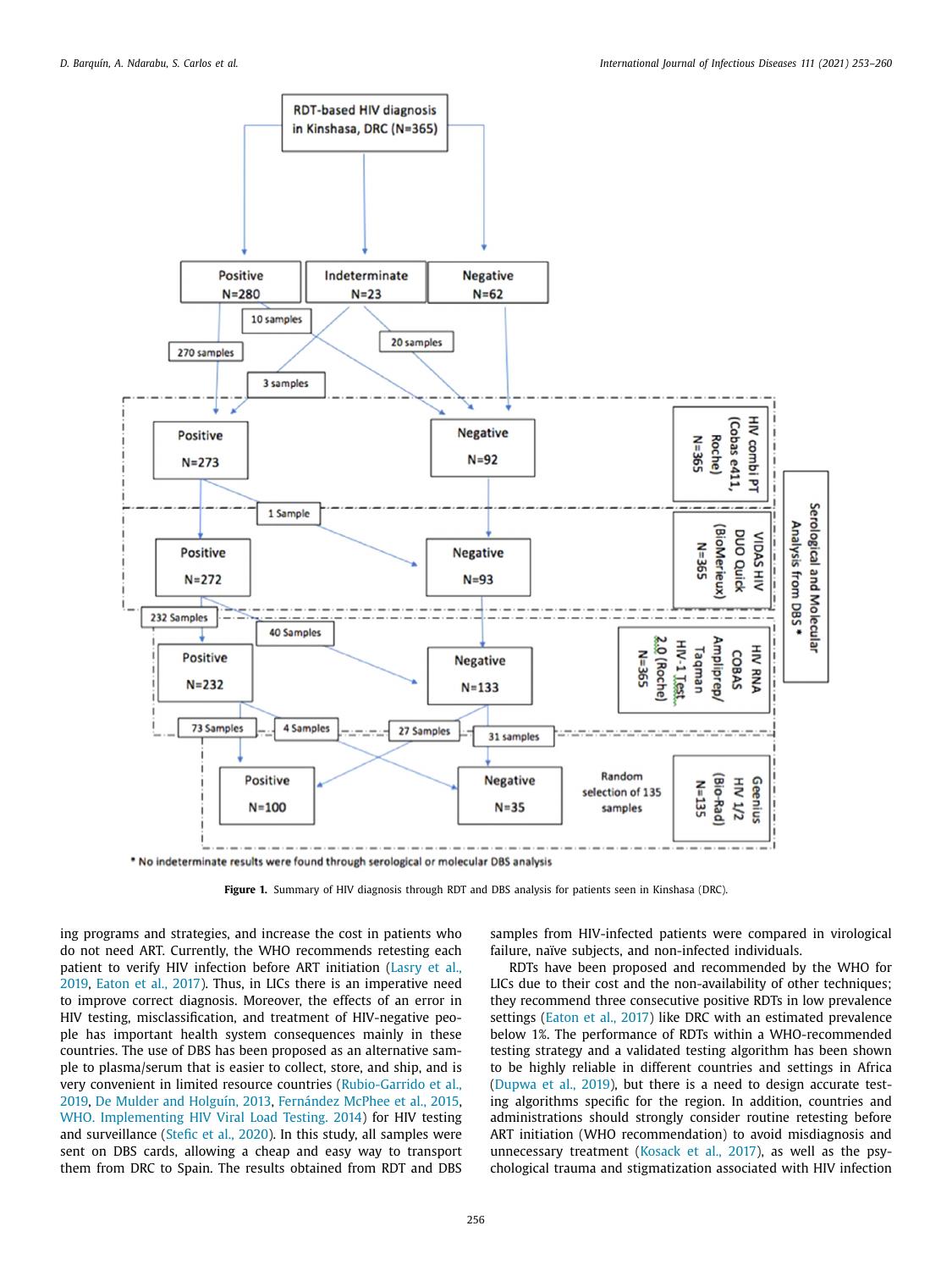* No indeterminate results were found through serological or molecular DBS analysis

**Figure 1.** Summary of HIV diagnosis through RDT and DBS analysis for patients seen in Kinshasa (DRC).

ing programs and strategies, and increase the cost in patients who do not need ART. Currently, the WHO recommends retesting each patient to verify HIV infection before ART initiation (Lasry et al., 2019, Eaton et al., 2017). Thus, in LICs there is an imperative need to improve correct diagnosis. Moreover, the effects of an error in HIV testing, misclassification, and treatment of HIV-negative people has important health system consequences mainly in these countries. The use of DBS has been proposed as an alternative sample to plasma/serum that is easier to collect, store, and ship, and is very convenient in limited resource countries (Rubio-Garrido et al., 2019, De Mulder and Holguín, 2013, Fernández McPhee et al., 2015, WHO. Implementing HIV Viral Load Testing. 2014) for HIV testing and surveillance (Stefic et al., 2020). In this study, all samples were sent on DBS cards, allowing a cheap and easy way to transport them from DRC to Spain. The results obtained from RDT and DBS samples from HIV-infected patients were compared in virological failure, naïve subjects, and non-infected individuals.

RDTs have been proposed and recommended by the WHO for LICs due to their cost and the non-availability of other techniques; they recommend three consecutive positive RDTs in low prevalence settings (Eaton et al., 2017) like DRC with an estimated prevalence below 1%. The performance of RDTs within a WHO-recommended testing strategy and a validated testing algorithm has been shown to be highly reliable in different countries and settings in Africa (Dupwa et al., 2019), but there is a need to design accurate testing algorithms specific for the region. In addition, countries and administrations should strongly consider routine retesting before ART initiation (WHO recommendation) to avoid misdiagnosis and unnecessary treatment (Kosack et al., 2017), as well as the psychological trauma and stigmatization associated with HIV infection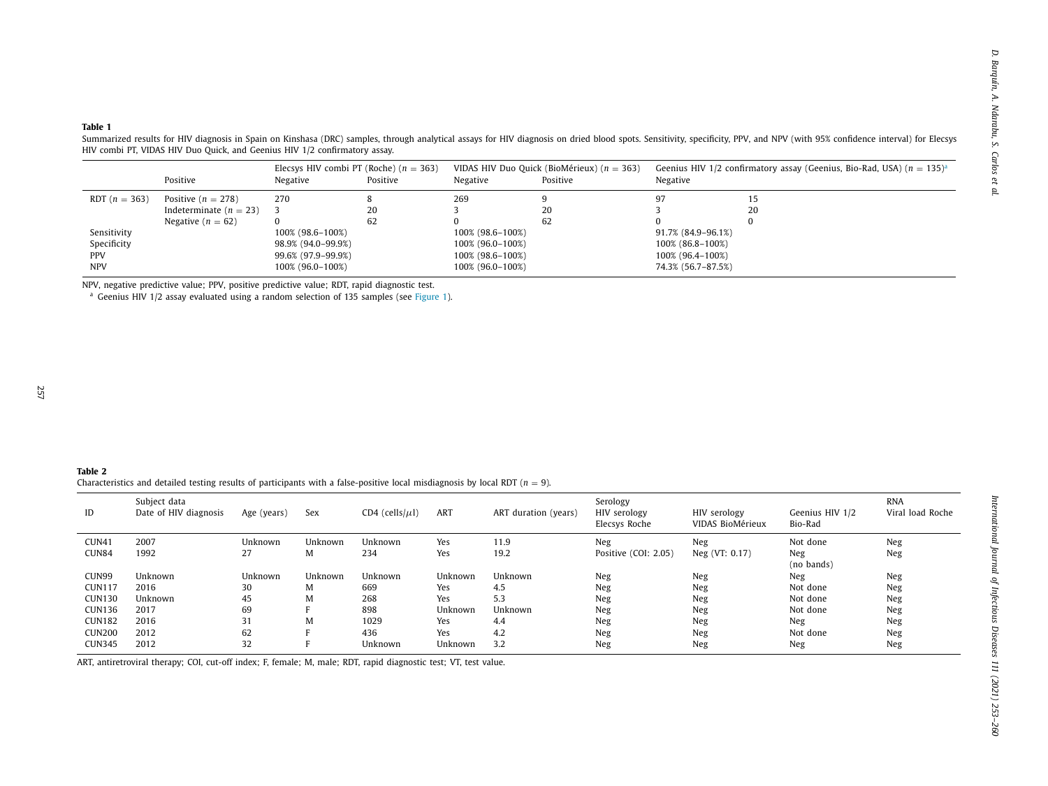**Table 1**

Summarized results for HIV diagnosis in Spain on Kinshasa (DRC) samples, through analytical assays for HIV diagnosis on dried blood spots. Sensitivity, specificity, PPV, and NPV (with 95% confidence interval) for Elecsys HIV combi PT, VIDAS HIV Duo Quick, and Geenius HIV 1/2 confirmatory assay.

| | Positive | Elecsys HIV combi PT (Roche) ($n$ = 363) Negative | Positive | VIDAS HIV Duo Quick (BioMérieux) ($n$ = 363) Negative | Positive | Geenius HIV 1/2 confirmatory assay (Geenius, Bio-Rad, USA) ($n$ = 135)[a] Negative | |
|---|---|---|---|---|---|---|---|
| RDT ($n$ = 363) | Positive ($n$ = 278) | 270 | 8 | 269 | 9 | 97 | 15 |
| | Indeterminate ($n$ = 23) | 3 | 20 | 3 | 20 | 3 | 20 |
| | Negative ($n$ = 62) | 0 | 62 | 0 | 62 | 0 | 0 |
| Sensitivity | | 100% (98.6–100%) | | 100% (98.6–100%) | | 91.7% (84.9–96.1%) | |
| Specificity | | 98.9% (94.0–99.9%) | | 100% (96.0–100%) | | 100% (86.8–100%) | |
| PPV | | 99.6% (97.9–99.9%) | | 100% (98.6–100%) | | 100% (96.4–100%) | |
| NPV | | 100% (96.0–100%) | | 100% (96.0–100%) | | 74.3% (56.7–87.5%) | |

NPV, negative predictive value; PPV, positive predictive value; RDT, rapid diagnostic test.

[a] Geenius HIV 1/2 assay evaluated using a random selection of 135 samples (see Figure 1).

**Table 2**

Characteristics and detailed testing results of participants with a false-positive local misdiagnosis by local RDT ($n$ = 9).

| ID | Subject data Date of HIV diagnosis | Age (years) | Sex | CD4 (cells/$\mu$l) | ART | ART duration (years) | Serology HIV serology Elecsys Roche | HIV serology VIDAS BioMérieux | Geenius HIV 1/2 Bio-Rad | RNA Viral load Roche |
|---|---|---|---|---|---|---|---|---|---|---|
| CUN41 | 2007 | Unknown | Unknown | Unknown | Yes | 11.9 | Neg | Neg | Not done | Neg |
| CUN84 | 1992 | 27 | M | 234 | Yes | 19.2 | Positive (COI: 2.05) | Neg (VT: 0.17) | Neg (no bands) | Neg |
| CUN99 | Unknown | Unknown | Unknown | Unknown | Unknown | Unknown | Neg | Neg | Neg | Neg |
| CUN117 | 2016 | 30 | M | 669 | Yes | 4.5 | Neg | Neg | Not done | Neg |
| CUN130 | Unknown | 45 | M | 268 | Yes | 5.3 | Neg | Neg | Not done | Neg |
| CUN136 | 2017 | 69 | F | 898 | Unknown | Unknown | Neg | Neg | Not done | Neg |
| CUN182 | 2016 | 31 | M | 1029 | Yes | 4.4 | Neg | Neg | Neg | Neg |
| CUN200 | 2012 | 62 | F | 436 | Yes | 4.2 | Neg | Neg | Not done | Neg |
| CUN345 | 2012 | 32 | F | Unknown | Unknown | 3.2 | Neg | Neg | Neg | Neg |

ART, antiretroviral therapy; COI, cut-off index; F, female; M, male; RDT, rapid diagnostic test; VT, test value.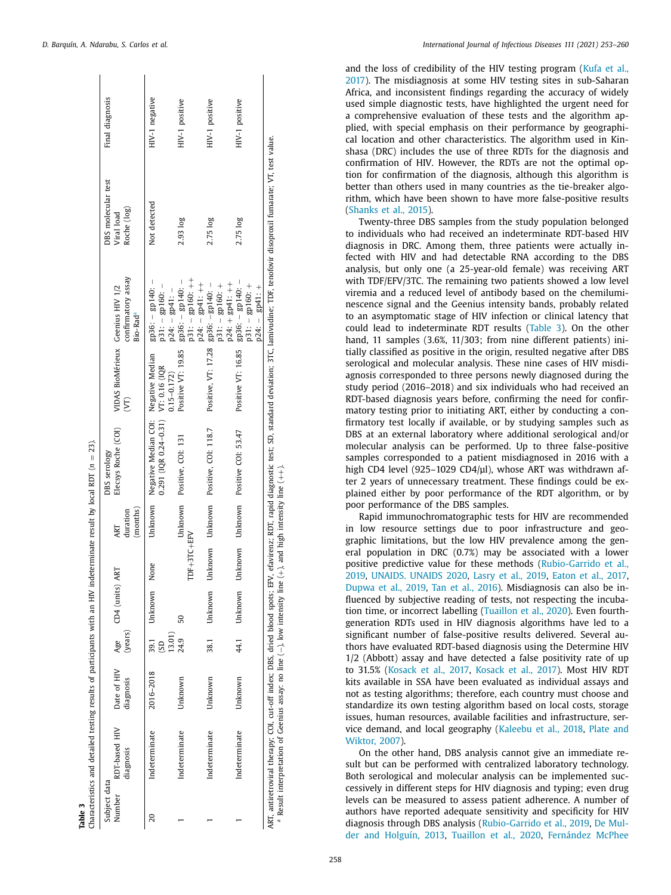**Table 3**
Characteristics and detailed testing results of participants with an HIV indeterminate result by local RDT (n = 23).

| Subject data Number | RDT-based HIV diagnosis | Date of HIV diagnosis | Age (years) | CD4 (units) | ART | ART duration (months) | DBS serology Elecsys Roche (COI) | VIDAS BioMérieux (VT) | Geenius HIV 1/2 confirmatory assay Bio-Rad[a] | DBS molecular test Viral load Roche (log) | Final diagnosis |
|---|---|---|---|---|---|---|---|---|---|---|---|
| 20 | Indeterminate | 2016–2018 | 39.1 (SD 13.01) | Unknown | None | Unknown | Negative Median COI: 0.291 (IQR 0.24–0.31) | Negative Median VT: 0.16 (IQR 0.15–0.172) | gp36: − gp140: − p31: − gp160: − p24: − gp41: − | Not detected | HIV-1 negative |
| 1 | Indeterminate | Unknown | 24.9 | 50 | TDF+3TC+EFV | Unknown | Positive, COI: 131 | Positive VT: 19.85 | gp36: − gp140: − p31: − gp160: ++ p24: − gp41: ++ | 2.93 log | HIV-1 positive |
| 1 | Indeterminate | Unknown | 38.1 | Unknown | Unknown | Unknown | Positive, COI: 118.7 | Positive, VT: 17.28 | gp36: −gp140: − p31: − gp160: + p24: + gp41: ++ | 2.75 log | HIV-1 positive |
| 1 | Indeterminate | Unknown | 44.1 | Unknown | Unknown | Unknown | Positive COI: 53.47 | Positive VT: 16.85 | gp36: − gp140: − p31: − gp160: + p24: − gp41: + | 2.75 log | HIV-1 positive |

ART, antiretroviral therapy; COI, cut-off index; DBS, dried blood spots; EFV, efavirenz; RDT, rapid diagnostic test; SD, standard deviation; 3TC, lamivudine; TDF, tenofovir disoproxil fumarate; VT, test value.
[a] Result interpretation of Geenius assay: no line (−), low intensity line (+), and high intensity line (++).

and the loss of credibility of the HIV testing program (Kufa et al., 2017). The misdiagnosis at some HIV testing sites in sub-Saharan Africa, and inconsistent findings regarding the accuracy of widely used simple diagnostic tests, have highlighted the urgent need for a comprehensive evaluation of these tests and the algorithm applied, with special emphasis on their performance by geographical location and other characteristics. The algorithm used in Kinshasa (DRC) includes the use of three RDTs for the diagnosis and confirmation of HIV. However, the RDTs are not the optimal option for confirmation of the diagnosis, although this algorithm is better than others used in many countries as the tie-breaker algorithm, which have been shown to have more false-positive results (Shanks et al., 2015).

Twenty-three DBS samples from the study population belonged to individuals who had received an indeterminate RDT-based HIV diagnosis in DRC. Among them, three patients were actually infected with HIV and had detectable RNA according to the DBS analysis, but only one (a 25-year-old female) was receiving ART with TDF/EFV/3TC. The remaining two patients showed a low level viremia and a reduced level of antibody based on the chemiluminescence signal and the Geenius intensity bands, probably related to an asymptomatic stage of HIV infection or clinical latency that could lead to indeterminate RDT results (Table 3). On the other hand, 11 samples (3.6%, 11/303; from nine different patients) initially classified as positive in the origin, resulted negative after DBS serological and molecular analysis. These nine cases of HIV misdiagnosis corresponded to three persons newly diagnosed during the study period (2016–2018) and six individuals who had received an RDT-based diagnosis years before, confirming the need for confirmatory testing prior to initiating ART, either by conducting a confirmatory test locally if available, or by studying samples such as DBS at an external laboratory where additional serological and/or molecular analysis can be performed. Up to three false-positive samples corresponded to a patient misdiagnosed in 2016 with a high CD4 level (925–1029 CD4/μl), whose ART was withdrawn after 2 years of unnecessary treatment. These findings could be explained either by poor performance of the RDT algorithm, or by poor performance of the DBS samples.

Rapid immunochromatographic tests for HIV are recommended in low resource settings due to poor infrastructure and geographic limitations, but the low HIV prevalence among the general population in DRC (0.7%) may be associated with a lower positive predictive value for these methods (Rubio-Garrido et al., 2019, UNAIDS. UNAIDS 2020, Lasry et al., 2019, Eaton et al., 2017, Dupwa et al., 2019, Tan et al., 2016). Misdiagnosis can also be influenced by subjective reading of tests, not respecting the incubation time, or incorrect labelling (Tuaillon et al., 2020). Even fourth-generation RDTs used in HIV diagnosis algorithms have led to a significant number of false-positive results delivered. Several authors have evaluated RDT-based diagnosis using the Determine HIV 1/2 (Abbott) assay and have detected a false positivity rate of up to 31.5% (Kosack et al., 2017, Kosack et al., 2017). Most HIV RDT kits available in SSA have been evaluated as individual assays and not as testing algorithms; therefore, each country must choose and standardize its own testing algorithm based on local costs, storage issues, human resources, available facilities and infrastructure, service demand, and local geography (Kaleebu et al., 2018, Plate and Wiktor, 2007).

On the other hand, DBS analysis cannot give an immediate result but can be performed with centralized laboratory technology. Both serological and molecular analysis can be implemented successively in different steps for HIV diagnosis and typing; even drug levels can be measured to assess patient adherence. A number of authors have reported adequate sensitivity and specificity for HIV diagnosis through DBS analysis (Rubio-Garrido et al., 2019, De Mulder and Holguín, 2013, Tuaillon et al., 2020, Fernández McPhee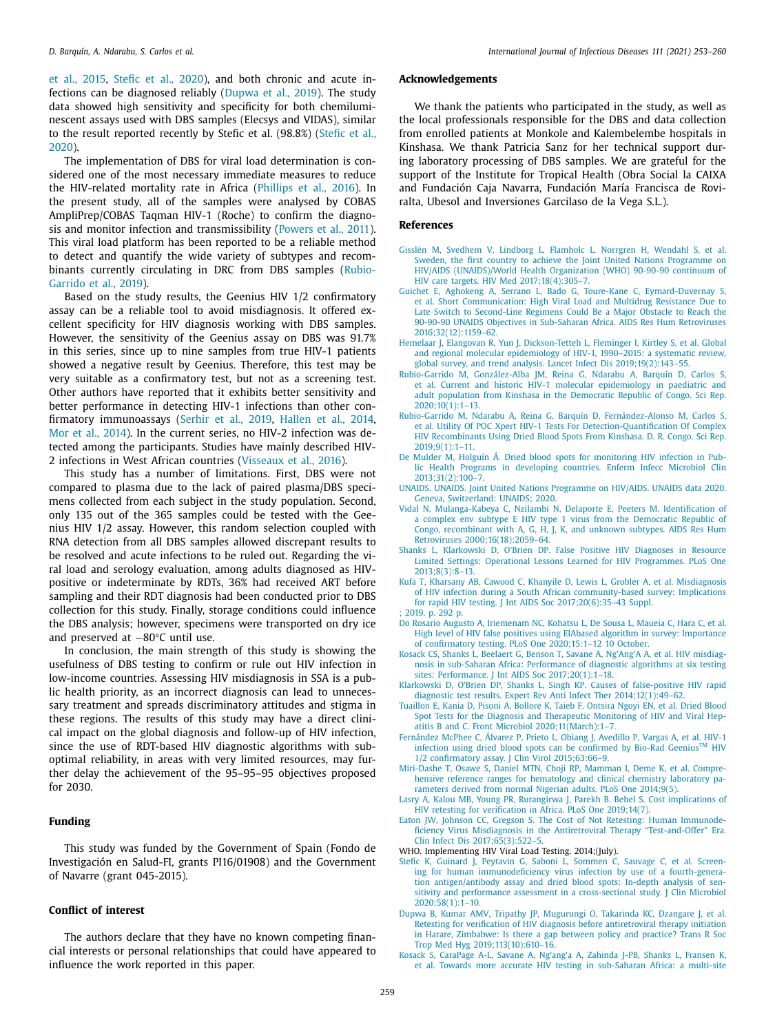et al., 2015, Stefic et al., 2020), and both chronic and acute infections can be diagnosed reliably (Dupwa et al., 2019). The study data showed high sensitivity and specificity for both chemiluminescent assays used with DBS samples (Elecsys and VIDAS), similar to the result reported recently by Stefic et al. (98.8%) (Stefic et al., 2020).

The implementation of DBS for viral load determination is considered one of the most necessary immediate measures to reduce the HIV-related mortality rate in Africa (Phillips et al., 2016). In the present study, all of the samples were analysed by COBAS AmpliPrep/COBAS Taqman HIV-1 (Roche) to confirm the diagnosis and monitor infection and transmissibility (Powers et al., 2011). This viral load platform has been reported to be a reliable method to detect and quantify the wide variety of subtypes and recombinants currently circulating in DRC from DBS samples (Rubio-Garrido et al., 2019).

Based on the study results, the Geenius HIV 1/2 confirmatory assay can be a reliable tool to avoid misdiagnosis. It offered excellent specificity for HIV diagnosis working with DBS samples. However, the sensitivity of the Geenius assay on DBS was 91.7% in this series, since up to nine samples from true HIV-1 patients showed a negative result by Geenius. Therefore, this test may be very suitable as a confirmatory test, but not as a screening test. Other authors have reported that it exhibits better sensitivity and better performance in detecting HIV-1 infections than other confirmatory immunoassays (Serhir et al., 2019, Hallen et al., 2014, Mor et al., 2014). In the current series, no HIV-2 infection was detected among the participants. Studies have mainly described HIV-2 infections in West African countries (Visseaux et al., 2016).

This study has a number of limitations. First, DBS were not compared to plasma due to the lack of paired plasma/DBS specimens collected from each subject in the study population. Second, only 135 out of the 365 samples could be tested with the Geenius HIV 1/2 assay. However, this random selection coupled with RNA detection from all DBS samples allowed discrepant results to be resolved and acute infections to be ruled out. Regarding the viral load and serology evaluation, among adults diagnosed as HIV-positive or indeterminate by RDTs, 36% had received ART before sampling and their RDT diagnosis had been conducted prior to DBS collection for this study. Finally, storage conditions could influence the DBS analysis; however, specimens were transported on dry ice and preserved at −80°C until use.

In conclusion, the main strength of this study is showing the usefulness of DBS testing to confirm or rule out HIV infection in low-income countries. Assessing HIV misdiagnosis in SSA is a public health priority, as an incorrect diagnosis can lead to unnecessary treatment and spreads discriminatory attitudes and stigma in these regions. The results of this study may have a direct clinical impact on the global diagnosis and follow-up of HIV infection, since the use of RDT-based HIV diagnostic algorithms with suboptimal reliability, in areas with very limited resources, may further delay the achievement of the 95–95–95 objectives proposed for 2030.

## Funding

This study was funded by the Government of Spain (Fondo de Investigación en Salud-FI, grants PI16/01908) and the Government of Navarre (grant 045-2015).

## Conflict of interest

The authors declare that they have no known competing financial interests or personal relationships that could have appeared to influence the work reported in this paper.

## Acknowledgements

We thank the patients who participated in the study, as well as the local professionals responsible for the DBS and data collection from enrolled patients at Monkole and Kalembelembe hospitals in Kinshasa. We thank Patricia Sanz for her technical support during laboratory processing of DBS samples. We are grateful for the support of the Institute for Tropical Health (Obra Social la CAIXA and Fundación Caja Navarra, Fundación María Francisca de Roviralta, Ubesol and Inversiones Garcilaso de la Vega S.L.).

## References

Gisslén M, Svedhem V, Lindborg L, Flamholc L, Norrgren H, Wendahl S, et al. Sweden, the first country to achieve the Joint United Nations Programme on HIV/AIDS (UNAIDS)/World Health Organization (WHO) 90-90-90 continuum of HIV care targets. HIV Med 2017;18(4):305–7.

Guichet E, Aghokeng A, Serrano L, Bado G, Toure-Kane C, Eymard-Duvernay S, et al. Short Communication: High Viral Load and Multidrug Resistance Due to Late Switch to Second-Line Regimens Could Be a Major Obstacle to Reach the 90-90-90 UNAIDS Objectives in Sub-Saharan Africa. AIDS Res Hum Retroviruses 2016;32(12):1159–62.

Hemelaar J, Elangovan R, Yun J, Dickson-Tetteh L, Fleminger I, Kirtley S, et al. Global and regional molecular epidemiology of HIV-1, 1990–2015: a systematic review, global survey, and trend analysis. Lancet Infect Dis 2019;19(2):143–55.

Rubio-Garrido M, González-Alba JM, Reina G, Ndarabu A, Barquín D, Carlos S, et al. Current and historic HIV-1 molecular epidemiology in paediatric and adult population from Kinshasa in the Democratic Republic of Congo. Sci Rep. 2020;10(1):1–13.

Rubio-Garrido M, Ndarabu A, Reina G, Barquín D, Fernández-Alonso M, Carlos S, et al. Utility Of POC Xpert HIV-1 Tests For Detection-Quantification Of Complex HIV Recombinants Using Dried Blood Spots From Kinshasa. D. R. Congo. Sci Rep. 2019;9(1):1–11.

De Mulder M, Holguín Á. Dried blood spots for monitoring HIV infection in Public Health Programs in developing countries. Enferm Infecc Microbiol Clin 2013;31(2):100–7.

UNAIDS. UNAIDS. Joint United Nations Programme on HIV/AIDS. UNAIDS data 2020. Geneva, Switzerland: UNAIDS; 2020.

Vidal N, Mulanga-Kabeya C, Nzilambi N, Delaporte E, Peeters M. Identification of a complex env subtype E HIV type 1 virus from the Democratic Republic of Congo, recombinant with A, G, H, J, K, and unknown subtypes. AIDS Res Hum Retroviruses 2000;16(18):2059–64.

Shanks L, Klarkowski D, O'Brien DP. False Positive HIV Diagnoses in Resource Limited Settings: Operational Lessons Learned for HIV Programmes. PLoS One 2013;8(3):8–13.

Kufa T, Kharsany AB, Cawood C, Khanyile D, Lewis L, Grobler A, et al. Misdiagnosis of HIV infection during a South African community-based survey: Implications for rapid HIV testing. J Int AIDS Soc 2017;20(6):35–43 Suppl.

; 2019. p. 292 p.

Do Rosario Augusto A, Iriemenam NC, Kohatsu L, De Sousa L, Maueia C, Hara C, et al. High level of HIV false positives using EIAbased algorithm in survey: Importance of confirmatory testing. PLoS One 2020;15:1–12 10 October.

Kosack CS, Shanks L, Beelaert G, Benson T, Savane A, Ng'Ang'A A, et al. HIV misdiagnosis in sub-Saharan Africa: Performance of diagnostic algorithms at six testing sites: Performance. J Int AIDS Soc 2017;20(1):1–18.

Klarkowski D, O'Brien DP, Shanks L, Singh KP. Causes of false-positive HIV rapid diagnostic test results. Expert Rev Anti Infect Ther 2014;12(1):49–62.

Tuaillon E, Kania D, Pisoni A, Bollore K, Taieb F. Ontsira Ngoyi EN, et al. Dried Blood Spot Tests for the Diagnosis and Therapeutic Monitoring of HIV and Viral Hepatitis B and C. Front Microbiol 2020;11(March):1–7.

Fernández McPhee C, Álvarez P, Prieto L, Obiang J, Avedillo P, Vargas A, et al. HIV-1 infection using dried blood spots can be confirmed by Bio-Rad Geenius™ HIV 1/2 confirmatory assay. J Clin Virol 2015;63:66–9.

Miri-Dashe T, Osawe S, Daniel MTN, Choji RP, Mamman I, Deme K, et al. Comprehensive reference ranges for hematology and clinical chemistry laboratory parameters derived from normal Nigerian adults. PLoS One 2014;9(5).

Lasry A, Kalou MB, Young PR, Rurangirwa J, Parekh B. Behel S. Cost implications of HIV retesting for verification in Africa. PLoS One 2019;14(7).

Eaton JW, Johnson CC, Gregson S. The Cost of Not Retesting: Human Immunodeficiency Virus Misdiagnosis in the Antiretroviral Therapy "Test-and-Offer" Era. Clin Infect Dis 2017;65(3):522–5.

WHO. Implementing HIV Viral Load Testing. 2014;(July).

Stefic K, Guinard J, Peytavin G, Saboni L, Sommen C, Sauvage C, et al. Screening for human immunodeficiency virus infection by use of a fourth-generation antigen/antibody assay and dried blood spots: In-depth analysis of sensitivity and performance assessment in a cross-sectional study. J Clin Microbiol 2020;58(1):1–10.

Dupwa B, Kumar AMV, Tripathy JP, Mugurungi O, Takarinda KC, Dzangare J, et al. Retesting for verification of HIV diagnosis before antiretroviral therapy initiation in Harare, Zimbabwe: Is there a gap between policy and practice? Trans R Soc Trop Med Hyg 2019;113(10):610–16.

Kosack S, CaraPage A-L, Savane A, Ng'ang'a A, Zahinda J-PB, Shanks L, Fransen K, et al. Towards more accurate HIV testing in sub-Saharan Africa: a multi-site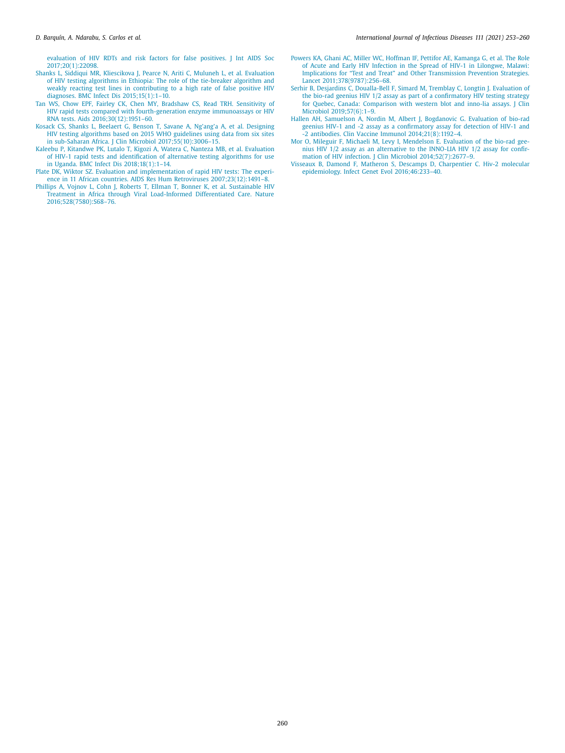evaluation of HIV RDTs and risk factors for false positives. J Int AIDS Soc 2017;20(1):22098.

Shanks L, Siddiqui MR, Kliescikova J, Pearce N, Ariti C, Muluneh L, et al. Evaluation of HIV testing algorithms in Ethiopia: The role of the tie-breaker algorithm and weakly reacting test lines in contributing to a high rate of false positive HIV diagnoses. BMC Infect Dis 2015;15(1):1–10.

Tan WS, Chow EPF, Fairley CK, Chen MY, Bradshaw CS, Read TRH. Sensitivity of HIV rapid tests compared with fourth-generation enzyme immunoassays or HIV RNA tests. Aids 2016;30(12):1951–60.

Kosack CS, Shanks L, Beelaert G, Benson T, Savane A, Ng'ang'a A, et al. Designing HIV testing algorithms based on 2015 WHO guidelines using data from six sites in sub-Saharan Africa. J Clin Microbiol 2017;55(10):3006–15.

Kaleebu P, Kitandwe PK, Lutalo T, Kigozi A, Watera C, Nanteza MB, et al. Evaluation of HIV-1 rapid tests and identification of alternative testing algorithms for use in Uganda. BMC Infect Dis 2018;18(1):1–14.

Plate DK, Wiktor SZ. Evaluation and implementation of rapid HIV tests: The experience in 11 African countries. AIDS Res Hum Retroviruses 2007;23(12):1491–8.

Phillips A, Vojnov L, Cohn J, Roberts T, Ellman T, Bonner K, et al. Sustainable HIV Treatment in Africa through Viral Load-Informed Differentiated Care. Nature 2016;528(7580):S68–76.

Powers KA, Ghani AC, Miller WC, Hoffman IF, Pettifor AE, Kamanga G, et al. The Role of Acute and Early HIV Infection in the Spread of HIV-1 in Lilongwe, Malawi: Implications for "Test and Treat" and Other Transmission Prevention Strategies. Lancet 2011;378(9787):256–68.

Serhir B, Desjardins C, Doualla-Bell F, Simard M, Tremblay C, Longtin J. Evaluation of the bio-rad geenius HIV 1/2 assay as part of a confirmatory HIV testing strategy for Quebec, Canada: Comparison with western blot and inno-lia assays. J Clin Microbiol 2019;57(6):1–9.

Hallen AH, Samuelson A, Nordin M, Albert J, Bogdanovic G. Evaluation of bio-rad geenius HIV-1 and -2 assay as a confirmatory assay for detection of HIV-1 and -2 antibodies. Clin Vaccine Immunol 2014;21(8):1192–4.

Mor O, Mileguir F, Michaeli M, Levy I, Mendelson E. Evaluation of the bio-rad geenius HIV 1/2 assay as an alternative to the INNO-LIA HIV 1/2 assay for confirmation of HIV infection. J Clin Microbiol 2014;52(7):2677–9.

Visseaux B, Damond F, Matheron S, Descamps D, Charpentier C. Hiv-2 molecular epidemiology. Infect Genet Evol 2016;46:233–40.